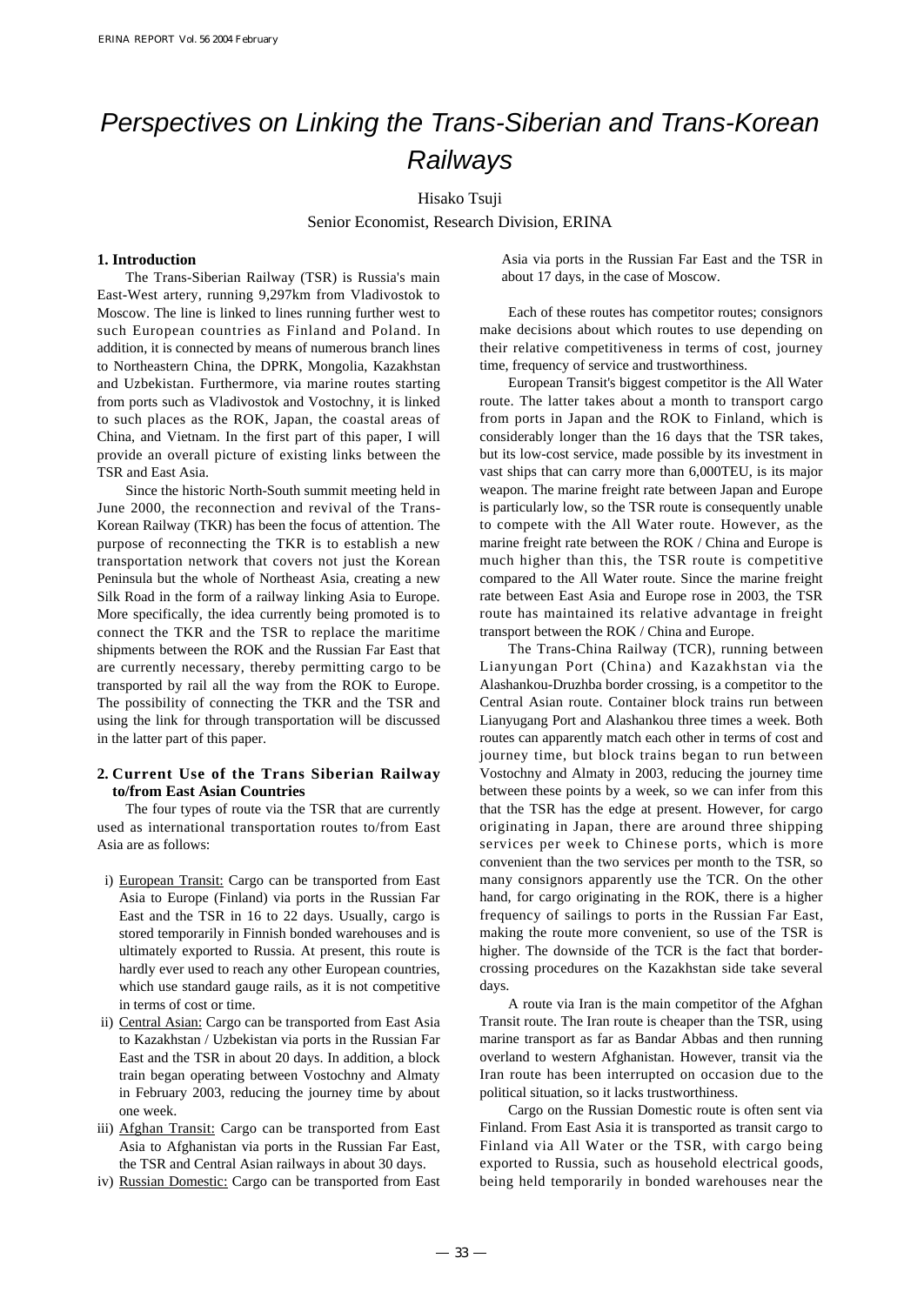# Perspectives on Linking the Trans-Siberian and Trans-Korean Railways

Hisako Tsuji

Senior Economist, Research Division, ERINA

## 1. Introduction

The Trans-Siberian Railway (TSR) is Russia's main East-West artery, running 9,297km from Vladivostok to Moscow. The line is linked to lines running further west to such European countries as Finland and Poland. In addition, it is connected by means of numerous branch lines to Northeastern China, the DPRK, Mongolia, Kazakhstan and Uzbekistan. Furthermore, via marine routes starting from ports such as Vladivostok and Vostochny, it is linked to such places as the ROK, Japan, the coastal areas of China, and Vietnam. In the first part of this paper, I will provide an overall picture of existing links between the TSR and East Asia.

Since the historic North-South summit meeting held in June 2000, the reconnection and revival of the Trans-Korean Railway (TKR) has been the focus of attention. The purpose of reconnecting the TKR is to establish a new transportation network that covers not just the Korean Peninsula but the whole of Northeast Asia, creating a new Silk Road in the form of a railway linking Asia to Europe. More specifically, the idea currently being promoted is to connect the TKR and the TSR to replace the maritime shipments between the ROK and the Russian Far East that are currently necessary, thereby permitting cargo to be transported by rail all the way from the ROK to Europe. The possibility of connecting the TKR and the TSR and using the link for through transportation will be discussed in the latter part of this paper.

## 2. Current Use of the Trans Siberian Railway to/from East Asian Countries

The four types of route via the TSR that are currently used as international transportation routes to/from East Asia are as follows:

i) European Transit: Cargo can be transported from East Asia to Europe (Finland) via ports in the Russian Far East and the TSR in 16 to 22 days. Usually, cargo is stored temporarily in Finnish bonded warehouses and is ultimately exported to Russia. At present, this route is hardly ever used to reach any other European countries, which use standard gauge rails, as it is not competitive in terms of cost or time.

ii) Central Asian: Cargo can be transported from East Asia to Kazakhstan / Uzbekistan via ports in the Russian Far East and the TSR in about 20 days. In addition, a block train began operating between Vostochny and Almaty in February 2003, reducing the journey time by about one week.

iii) Afghan Transit: Cargo can be transported from East Asia to Afghanistan via ports in the Russian Far East, the TSR and Central Asian railways in about 30 days.

iv) Russian Domestic: Cargo can be transported from East Asia via ports in the Russian Far East and the TSR in about 17 days, in the case of Moscow.

Each of these routes has competitor routes; consignors make decisions about which routes to use depending on their relative competitiveness in terms of cost, journey time, frequency of service and trustworthiness.

European Transit's biggest competitor is the All Water route. The latter takes about a month to transport cargo from ports in Japan and the ROK to Finland, which is considerably longer than the 16 days that the TSR takes, but its low-cost service, made possible by its investment in vast ships that can carry more than 6,000TEU, is its major weapon. The marine freight rate between Japan and Europe is particularly low, so the TSR route is consequently unable to compete with the All Water route. However, as the marine freight rate between the ROK / China and Europe is much higher than this, the TSR route is competitive compared to the All Water route. Since the marine freight rate between East Asia and Europe rose in 2003, the TSR route has maintained its relative advantage in freight transport between the ROK / China and Europe.

The Trans-China Railway (TCR), running between Lianyungan Port (China) and Kazakhstan via the Alashankou-Druzhba border crossing, is a competitor to the Central Asian route. Container block trains run between Lianyugang Port and Alashankou three times a week. Both routes can apparently match each other in terms of cost and journey time, but block trains began to run between Vostochny and Almaty in 2003, reducing the journey time between these points by a week, so we can infer from this that the TSR has the edge at present. However, for cargo originating in Japan, there are around three shipping services per week to Chinese ports, which is more convenient than the two services per month to the TSR, so many consignors apparently use the TCR. On the other hand, for cargo originating in the ROK, there is a higher frequency of sailings to ports in the Russian Far East, making the route more convenient, so use of the TSR is higher. The downside of the TCR is the fact that border-crossing procedures on the Kazakhstan side take several days.

A route via Iran is the main competitor of the Afghan Transit route. The Iran route is cheaper than the TSR, using marine transport as far as Bandar Abbas and then running overland to western Afghanistan. However, transit via the Iran route has been interrupted on occasion due to the political situation, so it lacks trustworthiness.

Cargo on the Russian Domestic route is often sent via Finland. From East Asia it is transported as transit cargo to Finland via All Water or the TSR, with cargo being exported to Russia, such as household electrical goods, being held temporarily in bonded warehouses near the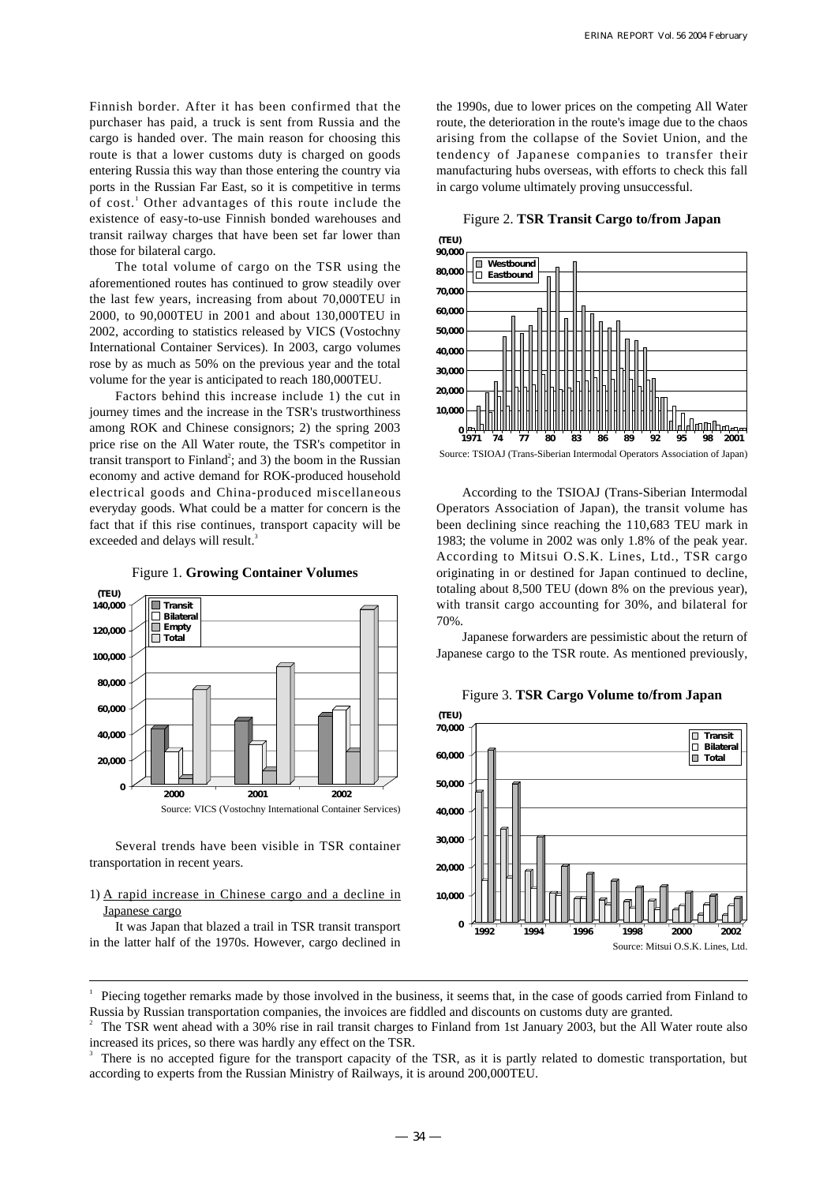Finnish border. After it has been confirmed that the purchaser has paid, a truck is sent from Russia and the cargo is handed over. The main reason for choosing this route is that a lower customs duty is charged on goods entering Russia this way than those entering the country via ports in the Russian Far East, so it is competitive in terms of cost.[1] Other advantages of this route include the existence of easy-to-use Finnish bonded warehouses and transit railway charges that have been set far lower than those for bilateral cargo.

The total volume of cargo on the TSR using the aforementioned routes has continued to grow steadily over the last few years, increasing from about 70,000TEU in 2000, to 90,000TEU in 2001 and about 130,000TEU in 2002, according to statistics released by VICS (Vostochny International Container Services). In 2003, cargo volumes rose by as much as 50% on the previous year and the total volume for the year is anticipated to reach 180,000TEU.

Factors behind this increase include 1) the cut in journey times and the increase in the TSR's trustworthiness among ROK and Chinese consignors; 2) the spring 2003 price rise on the All Water route, the TSR's competitor in transit transport to Finland[2]; and 3) the boom in the Russian economy and active demand for ROK-produced household electrical goods and China-produced miscellaneous everyday goods. What could be a matter for concern is the fact that if this rise continues, transport capacity will be exceeded and delays will result.[3]

Figure 1. **Growing Container Volumes**

Source: VICS (Vostochny International Container Services)

Several trends have been visible in TSR container transportation in recent years.

1) A rapid increase in Chinese cargo and a decline in Japanese cargo

It was Japan that blazed a trail in TSR transit transport in the latter half of the 1970s. However, cargo declined in the 1990s, due to lower prices on the competing All Water route, the deterioration in the route's image due to the chaos arising from the collapse of the Soviet Union, and the tendency of Japanese companies to transfer their manufacturing hubs overseas, with efforts to check this fall in cargo volume ultimately proving unsuccessful.

Figure 2. **TSR Transit Cargo to/from Japan**

Source: TSIOAJ (Trans-Siberian Intermodal Operators Association of Japan)

According to the TSIOAJ (Trans-Siberian Intermodal Operators Association of Japan), the transit volume has been declining since reaching the 110,683 TEU mark in 1983; the volume in 2002 was only 1.8% of the peak year. According to Mitsui O.S.K. Lines, Ltd., TSR cargo originating in or destined for Japan continued to decline, totaling about 8,500 TEU (down 8% on the previous year), with transit cargo accounting for 30%, and bilateral for 70%.

Japanese forwarders are pessimistic about the return of Japanese cargo to the TSR route. As mentioned previously,

Figure 3. **TSR Cargo Volume to/from Japan**

Source: Mitsui O.S.K. Lines, Ltd.

---

[1] Piecing together remarks made by those involved in the business, it seems that, in the case of goods carried from Finland to Russia by Russian transportation companies, the invoices are fiddled and discounts on customs duty are granted.

[2] The TSR went ahead with a 30% rise in rail transit charges to Finland from 1st January 2003, but the All Water route also increased its prices, so there was hardly any effect on the TSR.

[3] There is no accepted figure for the transport capacity of the TSR, as it is partly related to domestic transportation, but according to experts from the Russian Ministry of Railways, it is around 200,000TEU.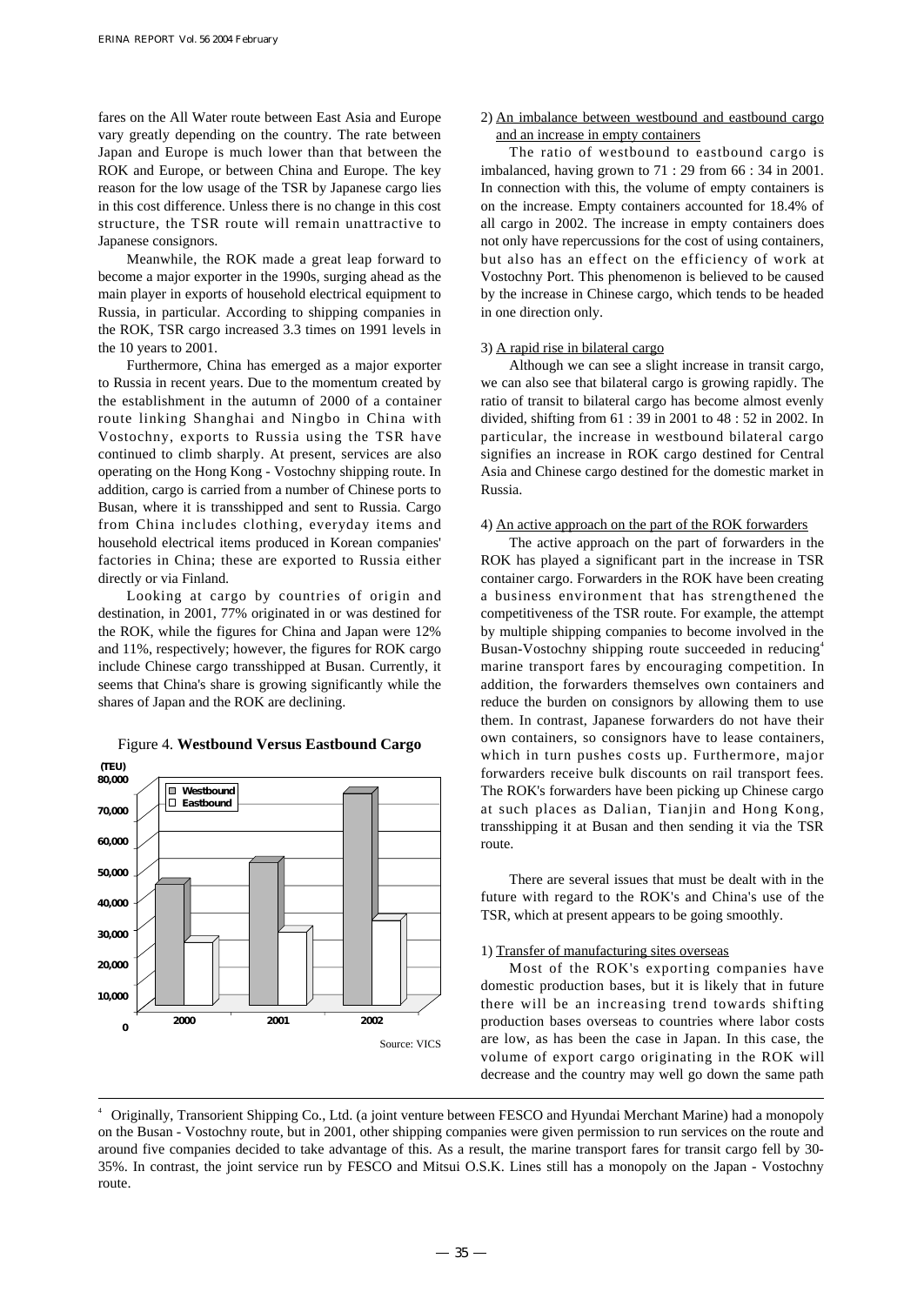fares on the All Water route between East Asia and Europe vary greatly depending on the country. The rate between Japan and Europe is much lower than that between the ROK and Europe, or between China and Europe. The key reason for the low usage of the TSR by Japanese cargo lies in this cost difference. Unless there is no change in this cost structure, the TSR route will remain unattractive to Japanese consignors.

Meanwhile, the ROK made a great leap forward to become a major exporter in the 1990s, surging ahead as the main player in exports of household electrical equipment to Russia, in particular. According to shipping companies in the ROK, TSR cargo increased 3.3 times on 1991 levels in the 10 years to 2001.

Furthermore, China has emerged as a major exporter to Russia in recent years. Due to the momentum created by the establishment in the autumn of 2000 of a container route linking Shanghai and Ningbo in China with Vostochny, exports to Russia using the TSR have continued to climb sharply. At present, services are also operating on the Hong Kong - Vostochny shipping route. In addition, cargo is carried from a number of Chinese ports to Busan, where it is transshipped and sent to Russia. Cargo from China includes clothing, everyday items and household electrical items produced in Korean companies' factories in China; these are exported to Russia either directly or via Finland.

Looking at cargo by countries of origin and destination, in 2001, 77% originated in or was destined for the ROK, while the figures for China and Japan were 12% and 11%, respectively; however, the figures for ROK cargo include Chinese cargo transshipped at Busan. Currently, it seems that China's share is growing significantly while the shares of Japan and the ROK are declining.

Figure 4. **Westbound Versus Eastbound Cargo**

Source: VICS

2) An imbalance between westbound and eastbound cargo and an increase in empty containers

The ratio of westbound to eastbound cargo is imbalanced, having grown to 71 : 29 from 66 : 34 in 2001. In connection with this, the volume of empty containers is on the increase. Empty containers accounted for 18.4% of all cargo in 2002. The increase in empty containers does not only have repercussions for the cost of using containers, but also has an effect on the efficiency of work at Vostochny Port. This phenomenon is believed to be caused by the increase in Chinese cargo, which tends to be headed in one direction only.

3) A rapid rise in bilateral cargo

Although we can see a slight increase in transit cargo, we can also see that bilateral cargo is growing rapidly. The ratio of transit to bilateral cargo has become almost evenly divided, shifting from 61 : 39 in 2001 to 48 : 52 in 2002. In particular, the increase in westbound bilateral cargo signifies an increase in ROK cargo destined for Central Asia and Chinese cargo destined for the domestic market in Russia.

4) An active approach on the part of the ROK forwarders

The active approach on the part of forwarders in the ROK has played a significant part in the increase in TSR container cargo. Forwarders in the ROK have been creating a business environment that has strengthened the competitiveness of the TSR route. For example, the attempt by multiple shipping companies to become involved in the Busan-Vostochny shipping route succeeded in reducing[4] marine transport fares by encouraging competition. In addition, the forwarders themselves own containers and reduce the burden on consignors by allowing them to use them. In contrast, Japanese forwarders do not have their own containers, so consignors have to lease containers, which in turn pushes costs up. Furthermore, major forwarders receive bulk discounts on rail transport fees. The ROK's forwarders have been picking up Chinese cargo at such places as Dalian, Tianjin and Hong Kong, transshipping it at Busan and then sending it via the TSR route.

There are several issues that must be dealt with in the future with regard to the ROK's and China's use of the TSR, which at present appears to be going smoothly.

1) Transfer of manufacturing sites overseas

Most of the ROK's exporting companies have domestic production bases, but it is likely that in future there will be an increasing trend towards shifting production bases overseas to countries where labor costs are low, as has been the case in Japan. In this case, the volume of export cargo originating in the ROK will decrease and the country may well go down the same path

---

[4] Originally, Transorient Shipping Co., Ltd. (a joint venture between FESCO and Hyundai Merchant Marine) had a monopoly on the Busan - Vostochny route, but in 2001, other shipping companies were given permission to run services on the route and around five companies decided to take advantage of this. As a result, the marine transport fares for transit cargo fell by 30-35%. In contrast, the joint service run by FESCO and Mitsui O.S.K. Lines still has a monopoly on the Japan - Vostochny route.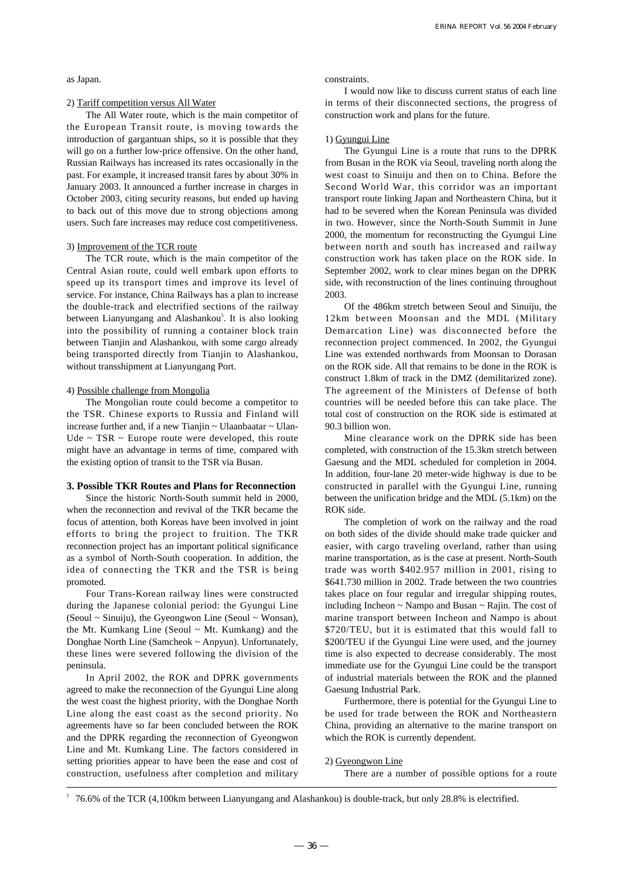as Japan.

2) Tariff competition versus All Water

The All Water route, which is the main competitor of the European Transit route, is moving towards the introduction of gargantuan ships, so it is possible that they will go on a further low-price offensive. On the other hand, Russian Railways has increased its rates occasionally in the past. For example, it increased transit fares by about 30% in January 2003. It announced a further increase in charges in October 2003, citing security reasons, but ended up having to back out of this move due to strong objections among users. Such fare increases may reduce cost competitiveness.

3) Improvement of the TCR route

The TCR route, which is the main competitor of the Central Asian route, could well embark upon efforts to speed up its transport times and improve its level of service. For instance, China Railways has a plan to increase the double-track and electrified sections of the railway between Lianyungang and Alashankou[5]. It is also looking into the possibility of running a container block train between Tianjin and Alashankou, with some cargo already being transported directly from Tianjin to Alashankou, without transshipment at Lianyungang Port.

4) Possible challenge from Mongolia

The Mongolian route could become a competitor to the TSR. Chinese exports to Russia and Finland will increase further and, if a new Tianjin ~ Ulaanbaatar ~ Ulan-Ude ~ TSR ~ Europe route were developed, this route might have an advantage in terms of time, compared with the existing option of transit to the TSR via Busan.

## 3. Possible TKR Routes and Plans for Reconnection

Since the historic North-South summit held in 2000, when the reconnection and revival of the TKR became the focus of attention, both Koreas have been involved in joint efforts to bring the project to fruition. The TKR reconnection project has an important political significance as a symbol of North-South cooperation. In addition, the idea of connecting the TKR and the TSR is being promoted.

Four Trans-Korean railway lines were constructed during the Japanese colonial period: the Gyungui Line (Seoul ~ Sinuiju), the Gyeongwon Line (Seoul ~ Wonsan), the Mt. Kumkang Line (Seoul ~ Mt. Kumkang) and the Donghae North Line (Samcheok ~ Anpyun). Unfortunately, these lines were severed following the division of the peninsula.

In April 2002, the ROK and DPRK governments agreed to make the reconnection of the Gyungui Line along the west coast the highest priority, with the Donghae North Line along the east coast as the second priority. No agreements have so far been concluded between the ROK and the DPRK regarding the reconnection of Gyeongwon Line and Mt. Kumkang Line. The factors considered in setting priorities appear to have been the ease and cost of construction, usefulness after completion and military constraints.

I would now like to discuss current status of each line in terms of their disconnected sections, the progress of construction work and plans for the future.

1) Gyungui Line

The Gyungui Line is a route that runs to the DPRK from Busan in the ROK via Seoul, traveling north along the west coast to Sinuiju and then on to China. Before the Second World War, this corridor was an important transport route linking Japan and Northeastern China, but it had to be severed when the Korean Peninsula was divided in two. However, since the North-South Summit in June 2000, the momentum for reconstructing the Gyungui Line between north and south has increased and railway construction work has taken place on the ROK side. In September 2002, work to clear mines began on the DPRK side, with reconstruction of the lines continuing throughout 2003.

Of the 486km stretch between Seoul and Sinuiju, the 12km between Moonsan and the MDL (Military Demarcation Line) was disconnected before the reconnection project commenced. In 2002, the Gyungui Line was extended northwards from Moonsan to Dorasan on the ROK side. All that remains to be done in the ROK is construct 1.8km of track in the DMZ (demilitarized zone). The agreement of the Ministers of Defense of both countries will be needed before this can take place. The total cost of construction on the ROK side is estimated at 90.3 billion won.

Mine clearance work on the DPRK side has been completed, with construction of the 15.3km stretch between Gaesung and the MDL scheduled for completion in 2004. In addition, four-lane 20 meter-wide highway is due to be constructed in parallel with the Gyungui Line, running between the unification bridge and the MDL (5.1km) on the ROK side.

The completion of work on the railway and the road on both sides of the divide should make trade quicker and easier, with cargo traveling overland, rather than using marine transportation, as is the case at present. North-South trade was worth $402.957 million in 2001, rising to $641.730 million in 2002. Trade between the two countries takes place on four regular and irregular shipping routes, including Incheon ~ Nampo and Busan ~ Rajin. The cost of marine transport between Incheon and Nampo is about $720/TEU, but it is estimated that this would fall to $200/TEU if the Gyungui Line were used, and the journey time is also expected to decrease considerably. The most immediate use for the Gyungui Line could be the transport of industrial materials between the ROK and the planned Gaesung Industrial Park.

Furthermore, there is potential for the Gyungui Line to be used for trade between the ROK and Northeastern China, providing an alternative to the marine transport on which the ROK is currently dependent.

2) Gyeongwon Line

There are a number of possible options for a route

[5] 76.6% of the TCR (4,100km between Lianyungang and Alashankou) is double-track, but only 28.8% is electrified.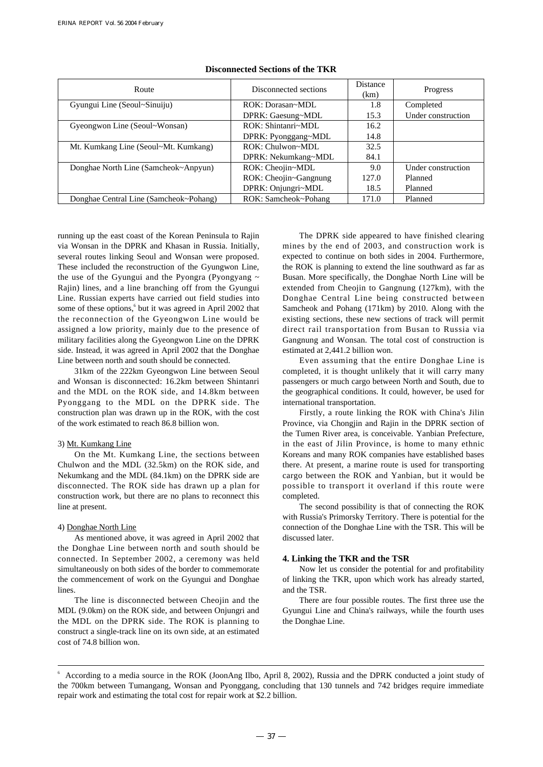**Disconnected Sections of the TKR**

| Route | Disconnected sections | Distance (km) | Progress |
|---|---|---|---|
| Gyungui Line (Seoul~Sinuiju) | ROK: Dorasan~MDL | 1.8 | Completed |
| | DPRK: Gaesung~MDL | 15.3 | Under construction |
| Gyeongwon Line (Seoul~Wonsan) | ROK: Shintanri~MDL | 16.2 | |
| | DPRK: Pyonggang~MDL | 14.8 | |
| Mt. Kumkang Line (Seoul~Mt. Kumkang) | ROK: Chulwon~MDL | 32.5 | |
| | DPRK: Nekumkang~MDL | 84.1 | |
| Donghae North Line (Samcheok~Anpyun) | ROK: Cheojin~MDL | 9.0 | Under construction |
| | ROK: Cheojin~Gangnung | 127.0 | Planned |
| | DPRK: Onjungri~MDL | 18.5 | Planned |
| Donghae Central Line (Samcheok~Pohang) | ROK: Samcheok~Pohang | 171.0 | Planned |

running up the east coast of the Korean Peninsula to Rajin via Wonsan in the DPRK and Khasan in Russia. Initially, several routes linking Seoul and Wonsan were proposed. These included the reconstruction of the Gyungwon Line, the use of the Gyungui and the Pyongra (Pyongyang ~ Rajin) lines, and a line branching off from the Gyungui Line. Russian experts have carried out field studies into some of these options,[6] but it was agreed in April 2002 that the reconnection of the Gyeongwon Line would be assigned a low priority, mainly due to the presence of military facilities along the Gyeongwon Line on the DPRK side. Instead, it was agreed in April 2002 that the Donghae Line between north and south should be connected.

31km of the 222km Gyeongwon Line between Seoul and Wonsan is disconnected: 16.2km between Shintanri and the MDL on the ROK side, and 14.8km between Pyonggang to the MDL on the DPRK side. The construction plan was drawn up in the ROK, with the cost of the work estimated to reach 86.8 billion won.

3) Mt. Kumkang Line

On the Mt. Kumkang Line, the sections between Chulwon and the MDL (32.5km) on the ROK side, and Nekumkang and the MDL (84.1km) on the DPRK side are disconnected. The ROK side has drawn up a plan for construction work, but there are no plans to reconnect this line at present.

4) Donghae North Line

As mentioned above, it was agreed in April 2002 that the Donghae Line between north and south should be connected. In September 2002, a ceremony was held simultaneously on both sides of the border to commemorate the commencement of work on the Gyungui and Donghae lines.

The line is disconnected between Cheojin and the MDL (9.0km) on the ROK side, and between Onjungri and the MDL on the DPRK side. The ROK is planning to construct a single-track line on its own side, at an estimated cost of 74.8 billion won.

The DPRK side appeared to have finished clearing mines by the end of 2003, and construction work is expected to continue on both sides in 2004. Furthermore, the ROK is planning to extend the line southward as far as Busan. More specifically, the Donghae North Line will be extended from Cheojin to Gangnung (127km), with the Donghae Central Line being constructed between Samcheok and Pohang (171km) by 2010. Along with the existing sections, these new sections of track will permit direct rail transportation from Busan to Russia via Gangnung and Wonsan. The total cost of construction is estimated at 2,441.2 billion won.

Even assuming that the entire Donghae Line is completed, it is thought unlikely that it will carry many passengers or much cargo between North and South, due to the geographical conditions. It could, however, be used for international transportation.

Firstly, a route linking the ROK with China's Jilin Province, via Chongjin and Rajin in the DPRK section of the Tumen River area, is conceivable. Yanbian Prefecture, in the east of Jilin Province, is home to many ethnic Koreans and many ROK companies have established bases there. At present, a marine route is used for transporting cargo between the ROK and Yanbian, but it would be possible to transport it overland if this route were completed.

The second possibility is that of connecting the ROK with Russia's Primorsky Territory. There is potential for the connection of the Donghae Line with the TSR. This will be discussed later.

### 4. Linking the TKR and the TSR

Now let us consider the potential for and profitability of linking the TKR, upon which work has already started, and the TSR.

There are four possible routes. The first three use the Gyungui Line and China's railways, while the fourth uses the Donghae Line.

---

[6] According to a media source in the ROK (JoonAng Ilbo, April 8, 2002), Russia and the DPRK conducted a joint study of the 700km between Tumangang, Wonsan and Pyonggang, concluding that 130 tunnels and 742 bridges require immediate repair work and estimating the total cost for repair work at $2.2 billion.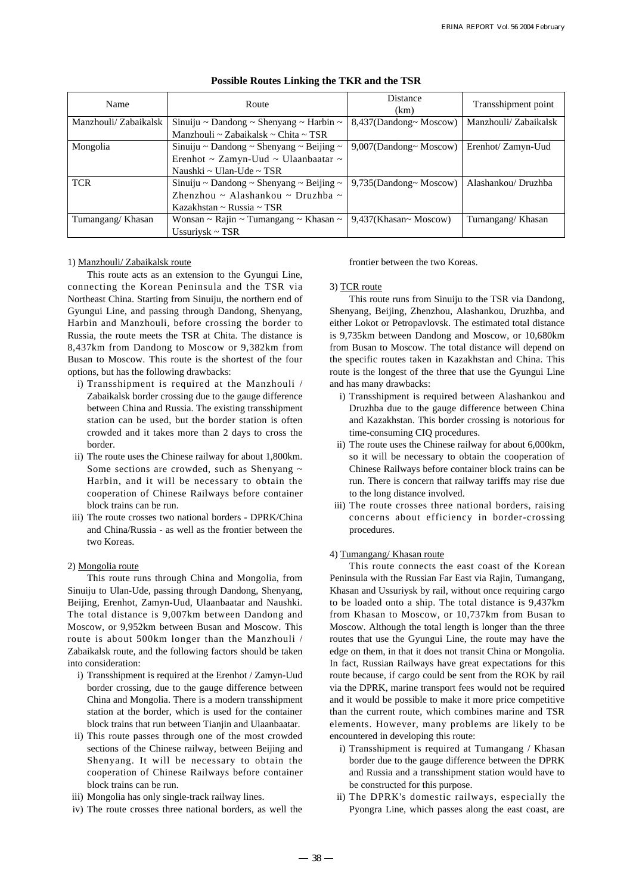**Possible Routes Linking the TKR and the TSR**

| Name | Route | Distance (km) | Transshipment point |
|---|---|---|---|
| Manzhouli/ Zabaikalsk | Sinuiju ~ Dandong ~ Shenyang ~ Harbin ~ Manzhouli ~ Zabaikalsk ~ Chita ~ TSR | 8,437(Dandong~ Moscow) | Manzhouli/ Zabaikalsk |
| Mongolia | Sinuiju ~ Dandong ~ Shenyang ~ Beijing ~ Erenhot ~ Zamyn-Uud ~ Ulaanbaatar ~ Naushki ~ Ulan-Ude ~ TSR | 9,007(Dandong~ Moscow) | Erenhot/ Zamyn-Uud |
| TCR | Sinuiju ~ Dandong ~ Shenyang ~ Beijing ~ Zhenzhou ~ Alashankou ~ Druzhba ~ Kazakhstan ~ Russia ~ TSR | 9,735(Dandong~ Moscow) | Alashankou/ Druzhba |
| Tumangang/ Khasan | Wonsan ~ Rajin ~ Tumangang ~ Khasan ~ Ussuriysk ~ TSR | 9,437(Khasan~ Moscow) | Tumangang/ Khasan |

1) Manzhouli/ Zabaikalsk route

This route acts as an extension to the Gyungui Line, connecting the Korean Peninsula and the TSR via Northeast China. Starting from Sinuiju, the northern end of Gyungui Line, and passing through Dandong, Shenyang, Harbin and Manzhouli, before crossing the border to Russia, the route meets the TSR at Chita. The distance is 8,437km from Dandong to Moscow or 9,382km from Busan to Moscow. This route is the shortest of the four options, but has the following drawbacks:

i) Transshipment is required at the Manzhouli / Zabaikalsk border crossing due to the gauge difference between China and Russia. The existing transshipment station can be used, but the border station is often crowded and it takes more than 2 days to cross the border.

ii) The route uses the Chinese railway for about 1,800km. Some sections are crowded, such as Shenyang ~ Harbin, and it will be necessary to obtain the cooperation of Chinese Railways before container block trains can be run.

iii) The route crosses two national borders - DPRK/China and China/Russia - as well as the frontier between the two Koreas.

2) Mongolia route

This route runs through China and Mongolia, from Sinuiju to Ulan-Ude, passing through Dandong, Shenyang, Beijing, Erenhot, Zamyn-Uud, Ulaanbaatar and Naushki. The total distance is 9,007km between Dandong and Moscow, or 9,952km between Busan and Moscow. This route is about 500km longer than the Manzhouli / Zabaikalsk route, and the following factors should be taken into consideration:

i) Transshipment is required at the Erenhot / Zamyn-Uud border crossing, due to the gauge difference between China and Mongolia. There is a modern transshipment station at the border, which is used for the container block trains that run between Tianjin and Ulaanbaatar.

ii) This route passes through one of the most crowded sections of the Chinese railway, between Beijing and Shenyang. It will be necessary to obtain the cooperation of Chinese Railways before container block trains can be run.

iii) Mongolia has only single-track railway lines.

iv) The route crosses three national borders, as well the frontier between the two Koreas.

3) TCR route

This route runs from Sinuiju to the TSR via Dandong, Shenyang, Beijing, Zhenzhou, Alashankou, Druzhba, and either Lokot or Petropavlovsk. The estimated total distance is 9,735km between Dandong and Moscow, or 10,680km from Busan to Moscow. The total distance will depend on the specific routes taken in Kazakhstan and China. This route is the longest of the three that use the Gyungui Line and has many drawbacks:

i) Transshipment is required between Alashankou and Druzhba due to the gauge difference between China and Kazakhstan. This border crossing is notorious for time-consuming CIQ procedures.

ii) The route uses the Chinese railway for about 6,000km, so it will be necessary to obtain the cooperation of Chinese Railways before container block trains can be run. There is concern that railway tariffs may rise due to the long distance involved.

iii) The route crosses three national borders, raising concerns about efficiency in border-crossing procedures.

4) Tumangang/ Khasan route

This route connects the east coast of the Korean Peninsula with the Russian Far East via Rajin, Tumangang, Khasan and Ussuriysk by rail, without once requiring cargo to be loaded onto a ship. The total distance is 9,437km from Khasan to Moscow, or 10,737km from Busan to Moscow. Although the total length is longer than the three routes that use the Gyungui Line, the route may have the edge on them, in that it does not transit China or Mongolia. In fact, Russian Railways have great expectations for this route because, if cargo could be sent from the ROK by rail via the DPRK, marine transport fees would not be required and it would be possible to make it more price competitive than the current route, which combines marine and TSR elements. However, many problems are likely to be encountered in developing this route:

i) Transshipment is required at Tumangang / Khasan border due to the gauge difference between the DPRK and Russia and a transshipment station would have to be constructed for this purpose.

ii) The DPRK's domestic railways, especially the Pyongra Line, which passes along the east coast, are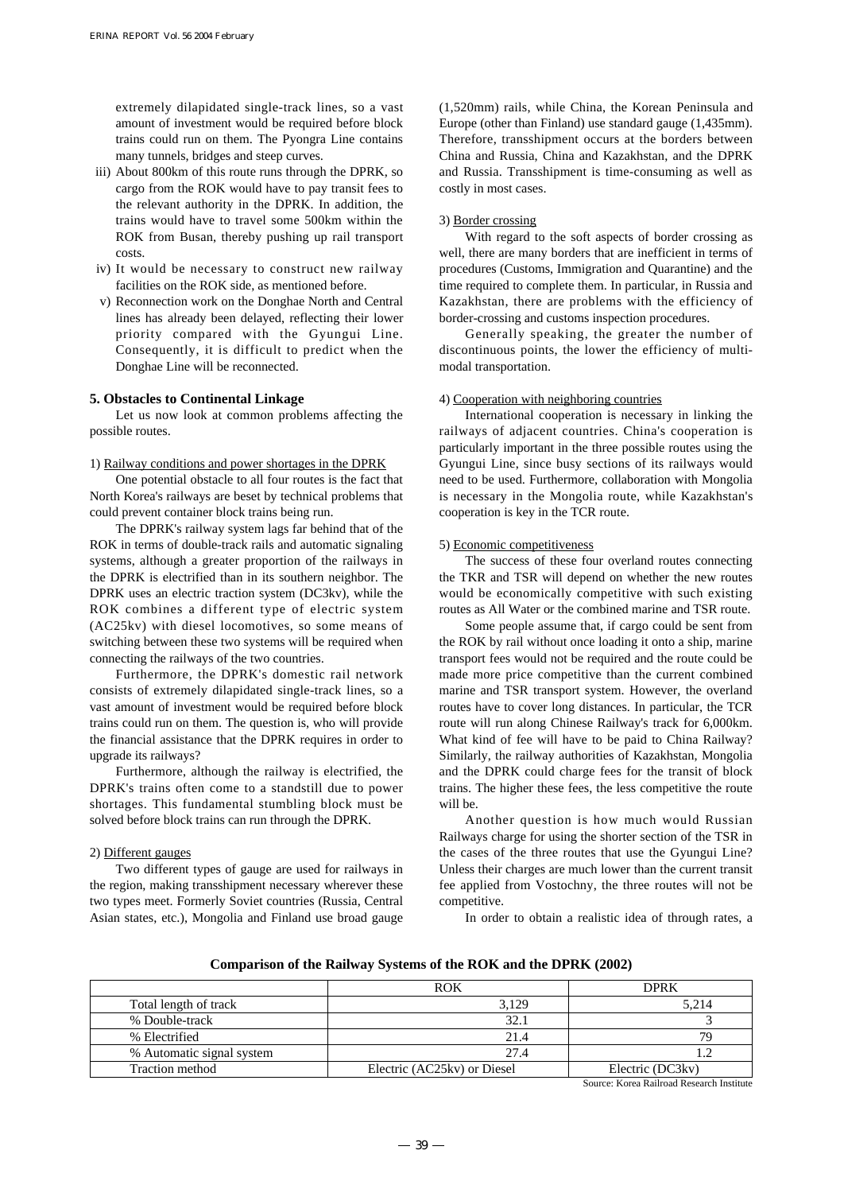extremely dilapidated single-track lines, so a vast amount of investment would be required before block trains could run on them. The Pyongra Line contains many tunnels, bridges and steep curves.

iii) About 800km of this route runs through the DPRK, so cargo from the ROK would have to pay transit fees to the relevant authority in the DPRK. In addition, the trains would have to travel some 500km within the ROK from Busan, thereby pushing up rail transport costs.

iv) It would be necessary to construct new railway facilities on the ROK side, as mentioned before.

v) Reconnection work on the Donghae North and Central lines has already been delayed, reflecting their lower priority compared with the Gyungui Line. Consequently, it is difficult to predict when the Donghae Line will be reconnected.

### 5. Obstacles to Continental Linkage

Let us now look at common problems affecting the possible routes.

1) Railway conditions and power shortages in the DPRK

One potential obstacle to all four routes is the fact that North Korea's railways are beset by technical problems that could prevent container block trains being run.

The DPRK's railway system lags far behind that of the ROK in terms of double-track rails and automatic signaling systems, although a greater proportion of the railways in the DPRK is electrified than in its southern neighbor. The DPRK uses an electric traction system (DC3kv), while the ROK combines a different type of electric system (AC25kv) with diesel locomotives, so some means of switching between these two systems will be required when connecting the railways of the two countries.

Furthermore, the DPRK's domestic rail network consists of extremely dilapidated single-track lines, so a vast amount of investment would be required before block trains could run on them. The question is, who will provide the financial assistance that the DPRK requires in order to upgrade its railways?

Furthermore, although the railway is electrified, the DPRK's trains often come to a standstill due to power shortages. This fundamental stumbling block must be solved before block trains can run through the DPRK.

2) Different gauges

Two different types of gauge are used for railways in the region, making transshipment necessary wherever these two types meet. Formerly Soviet countries (Russia, Central Asian states, etc.), Mongolia and Finland use broad gauge (1,520mm) rails, while China, the Korean Peninsula and Europe (other than Finland) use standard gauge (1,435mm). Therefore, transshipment occurs at the borders between China and Russia, China and Kazakhstan, and the DPRK and Russia. Transshipment is time-consuming as well as costly in most cases.

3) Border crossing

With regard to the soft aspects of border crossing as well, there are many borders that are inefficient in terms of procedures (Customs, Immigration and Quarantine) and the time required to complete them. In particular, in Russia and Kazakhstan, there are problems with the efficiency of border-crossing and customs inspection procedures.

Generally speaking, the greater the number of discontinuous points, the lower the efficiency of multi-modal transportation.

4) Cooperation with neighboring countries

International cooperation is necessary in linking the railways of adjacent countries. China's cooperation is particularly important in the three possible routes using the Gyungui Line, since busy sections of its railways would need to be used. Furthermore, collaboration with Mongolia is necessary in the Mongolia route, while Kazakhstan's cooperation is key in the TCR route.

5) Economic competitiveness

The success of these four overland routes connecting the TKR and TSR will depend on whether the new routes would be economically competitive with such existing routes as All Water or the combined marine and TSR route.

Some people assume that, if cargo could be sent from the ROK by rail without once loading it onto a ship, marine transport fees would not be required and the route could be made more price competitive than the current combined marine and TSR transport system. However, the overland routes have to cover long distances. In particular, the TCR route will run along Chinese Railway's track for 6,000km. What kind of fee will have to be paid to China Railway? Similarly, the railway authorities of Kazakhstan, Mongolia and the DPRK could charge fees for the transit of block trains. The higher these fees, the less competitive the route will be.

Another question is how much would Russian Railways charge for using the shorter section of the TSR in the cases of the three routes that use the Gyungui Line? Unless their charges are much lower than the current transit fee applied from Vostochny, the three routes will not be competitive.

In order to obtain a realistic idea of through rates, a

**Comparison of the Railway Systems of the ROK and the DPRK (2002)**

| | ROK | DPRK |
|---|---|---|
| Total length of track | 3,129 | 5,214 |
| % Double-track | 32.1 | 3 |
| % Electrified | 21.4 | 79 |
| % Automatic signal system | 27.4 | 1.2 |
| Traction method | Electric (AC25kv) or Diesel | Electric (DC3kv) |

Source: Korea Railroad Research Institute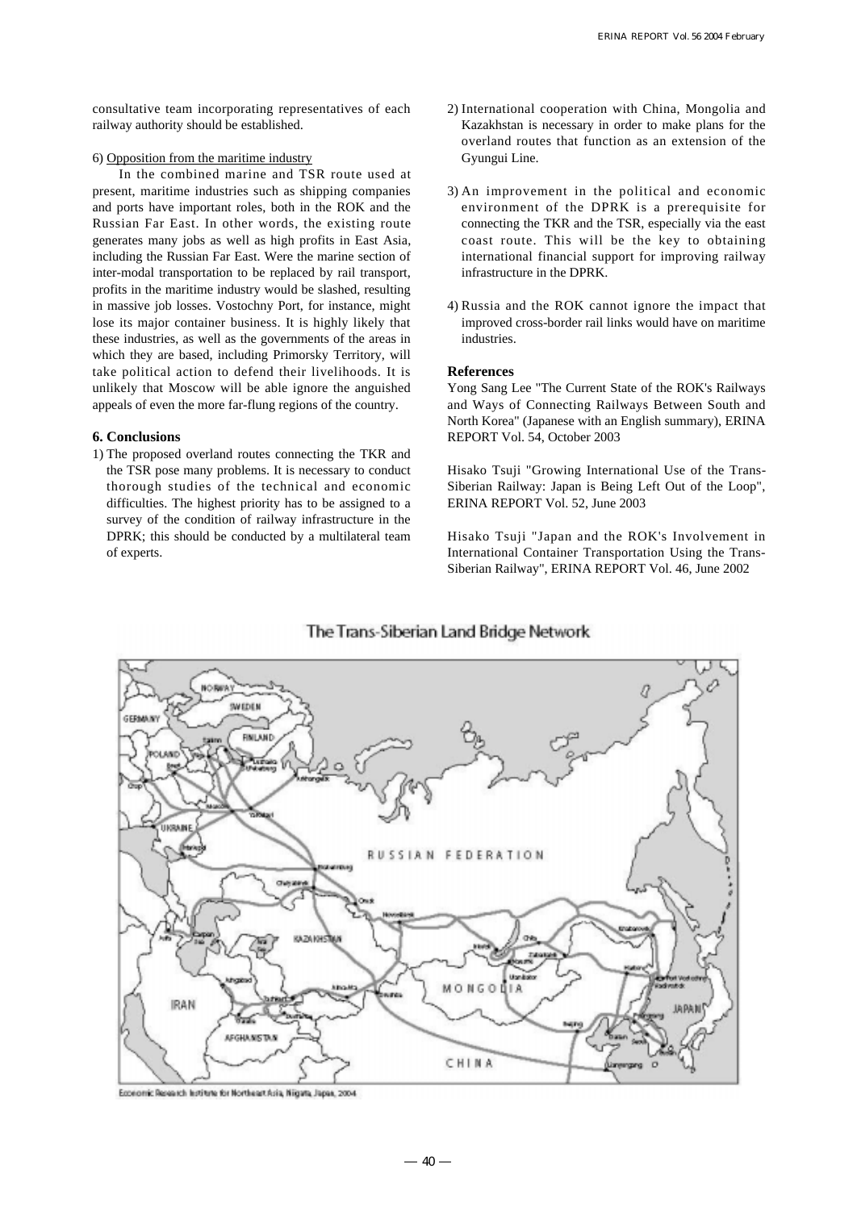consultative team incorporating representatives of each railway authority should be established.

6) Opposition from the maritime industry

In the combined marine and TSR route used at present, maritime industries such as shipping companies and ports have important roles, both in the ROK and the Russian Far East. In other words, the existing route generates many jobs as well as high profits in East Asia, including the Russian Far East. Were the marine section of inter-modal transportation to be replaced by rail transport, profits in the maritime industry would be slashed, resulting in massive job losses. Vostochny Port, for instance, might lose its major container business. It is highly likely that these industries, as well as the governments of the areas in which they are based, including Primorsky Territory, will take political action to defend their livelihoods. It is unlikely that Moscow will be able ignore the anguished appeals of even the more far-flung regions of the country.

### 6. Conclusions

1) The proposed overland routes connecting the TKR and the TSR pose many problems. It is necessary to conduct thorough studies of the technical and economic difficulties. The highest priority has to be assigned to a survey of the condition of railway infrastructure in the DPRK; this should be conducted by a multilateral team of experts.

2) International cooperation with China, Mongolia and Kazakhstan is necessary in order to make plans for the overland routes that function as an extension of the Gyungui Line.

3) An improvement in the political and economic environment of the DPRK is a prerequisite for connecting the TKR and the TSR, especially via the east coast route. This will be the key to obtaining international financial support for improving railway infrastructure in the DPRK.

4) Russia and the ROK cannot ignore the impact that improved cross-border rail links would have on maritime industries.

### References

Yong Sang Lee "The Current State of the ROK's Railways and Ways of Connecting Railways Between South and North Korea" (Japanese with an English summary), ERINA REPORT Vol. 54, October 2003

Hisako Tsuji "Growing International Use of the Trans-Siberian Railway: Japan is Being Left Out of the Loop", ERINA REPORT Vol. 52, June 2003

Hisako Tsuji "Japan and the ROK's Involvement in International Container Transportation Using the Trans-Siberian Railway", ERINA REPORT Vol. 46, June 2002

The Trans-Siberian Land Bridge Network

Economic Research Institute for Northeast Asia, Niigata, Japan, 2004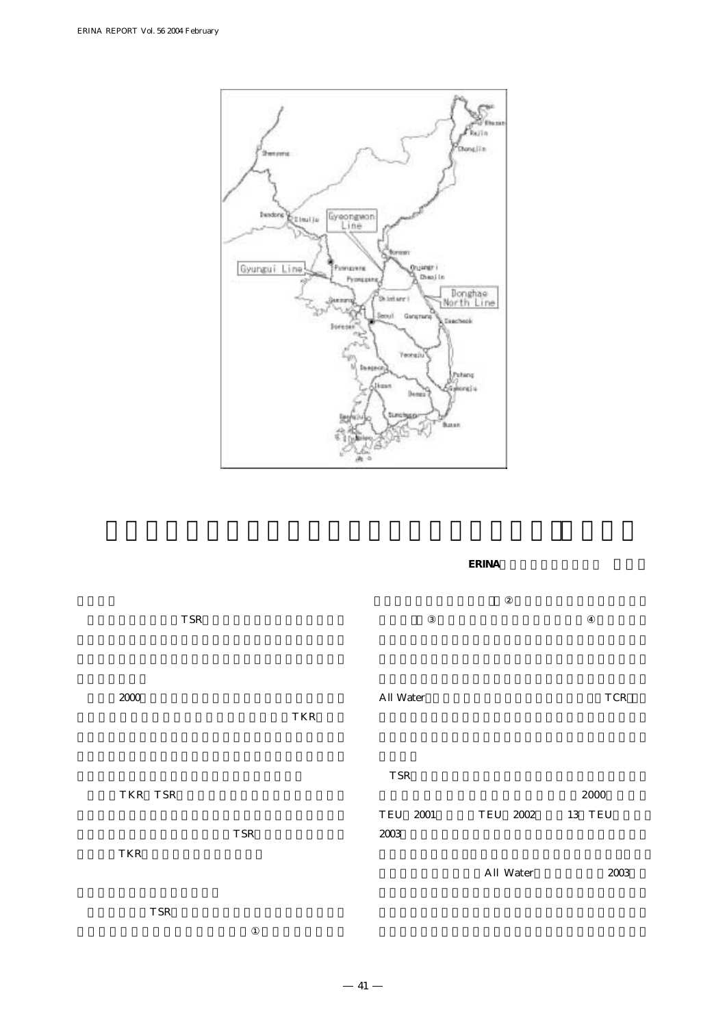ERINA

TSR

2000

TKR

TKR TSR

TSR

TKR

TSR

①

②

③ ④

All Water TCR

TSR

2000

TEU 2001 TEU 2002 13 TEU

2003

All Water 2003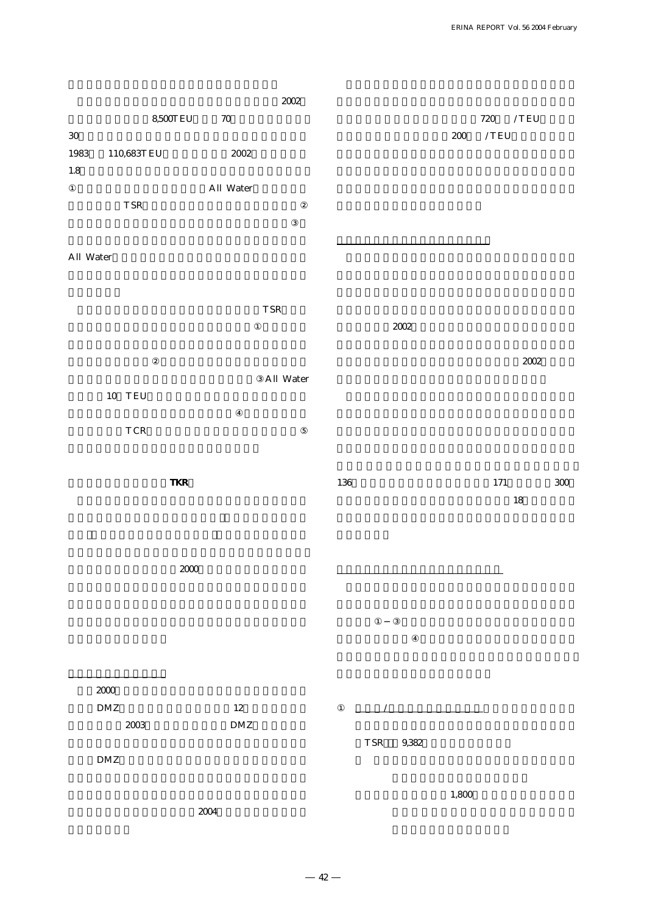2002

8,500TEU 70

30

1983 110,683TEU 2002

1.8

① All Water

TSR ②

③

All Water

TSR

①

②

③All Water

10 TEU

④

TCR ⑤

**TKR**

2000

2000

DMZ 12

2003 DMZ

DMZ

2004

720 /TEU

200 /TEU

2002

2002

136 171 300

18

①－③

④

① /

TSR 9,382

1,800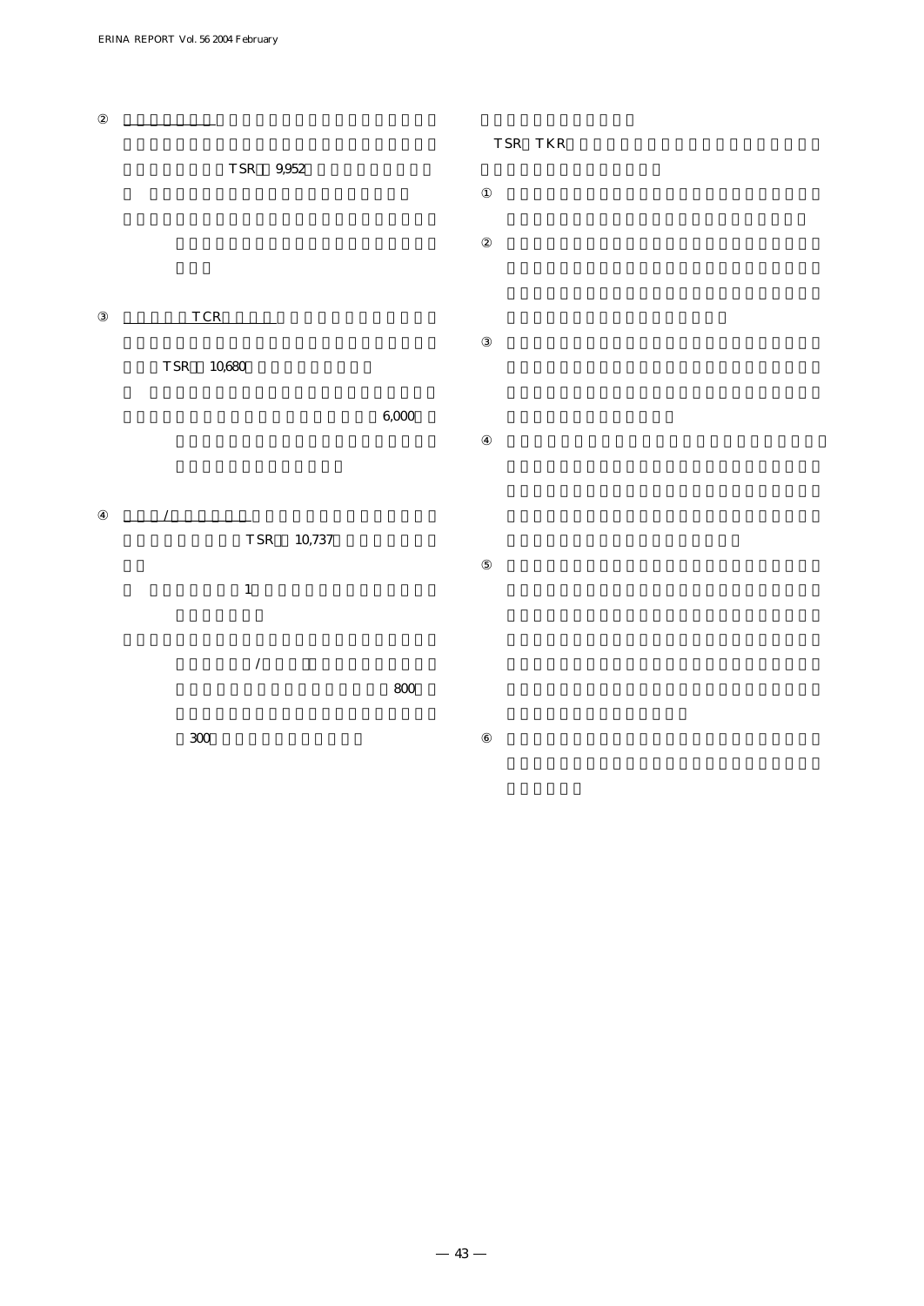②

TSR 9,952

③ TCR

TSR 10,680

6,000

④ /

TSR 10,737

1

/

800

300

TSR TKR

①

②

③

④

⑤

⑥